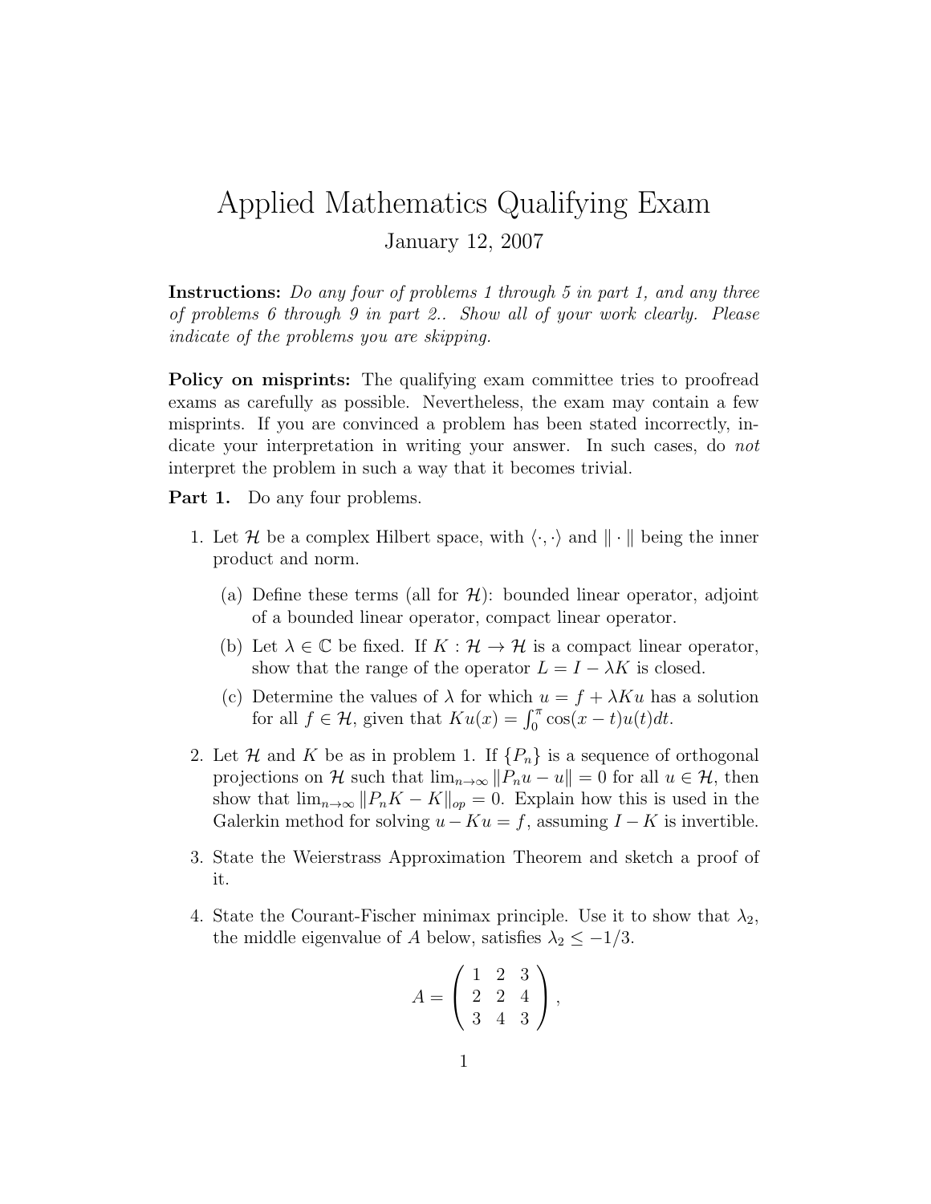# Applied Mathematics Qualifying Exam

January 12, 2007

**Instructions:** *Do any four of problems 1 through 5 in part 1, and any three of problems 6 through 9 in part 2.. Show all of your work clearly. Please indicate of the problems you are skipping.*

**Policy on misprints:** The qualifying exam committee tries to proofread exams as carefully as possible. Nevertheless, the exam may contain a few misprints. If you are convinced a problem has been stated incorrectly, indicate your interpretation in writing your answer. In such cases, do *not* interpret the problem in such a way that it becomes trivial.

**Part 1.** Do any four problems.

1. Let $\mathcal{H}$ be a complex Hilbert space, with $\langle \cdot, \cdot \rangle$ and $\| \cdot \|$ being the inner product and norm.

   (a) Define these terms (all for $\mathcal{H}$): bounded linear operator, adjoint of a bounded linear operator, compact linear operator.

   (b) Let $\lambda \in \mathbb{C}$ be fixed. If $K : \mathcal{H} \to \mathcal{H}$ is a compact linear operator, show that the range of the operator $L = I - \lambda K$ is closed.

   (c) Determine the values of $\lambda$ for which $u = f + \lambda K u$ has a solution for all $f \in \mathcal{H}$, given that $Ku(x) = \int_0^\pi \cos(x - t) u(t) dt$.

2. Let $\mathcal{H}$ and $K$ be as in problem 1. If $\{P_n\}$ is a sequence of orthogonal projections on $\mathcal{H}$ such that $\lim_{n \to \infty} \|P_n u - u\| = 0$ for all $u \in \mathcal{H}$, then show that $\lim_{n \to \infty} \|P_n K - K\|_{op} = 0$. Explain how this is used in the Galerkin method for solving $u - Ku = f$, assuming $I - K$ is invertible.

3. State the Weierstrass Approximation Theorem and sketch a proof of it.

4. State the Courant-Fischer minimax principle. Use it to show that $\lambda_2$, the middle eigenvalue of $A$ below, satisfies $\lambda_2 \leq -1/3$.

$$
A = \begin{pmatrix} 1 & 2 & 3 \\ 2 & 2 & 4 \\ 3 & 4 & 3 \end{pmatrix},
$$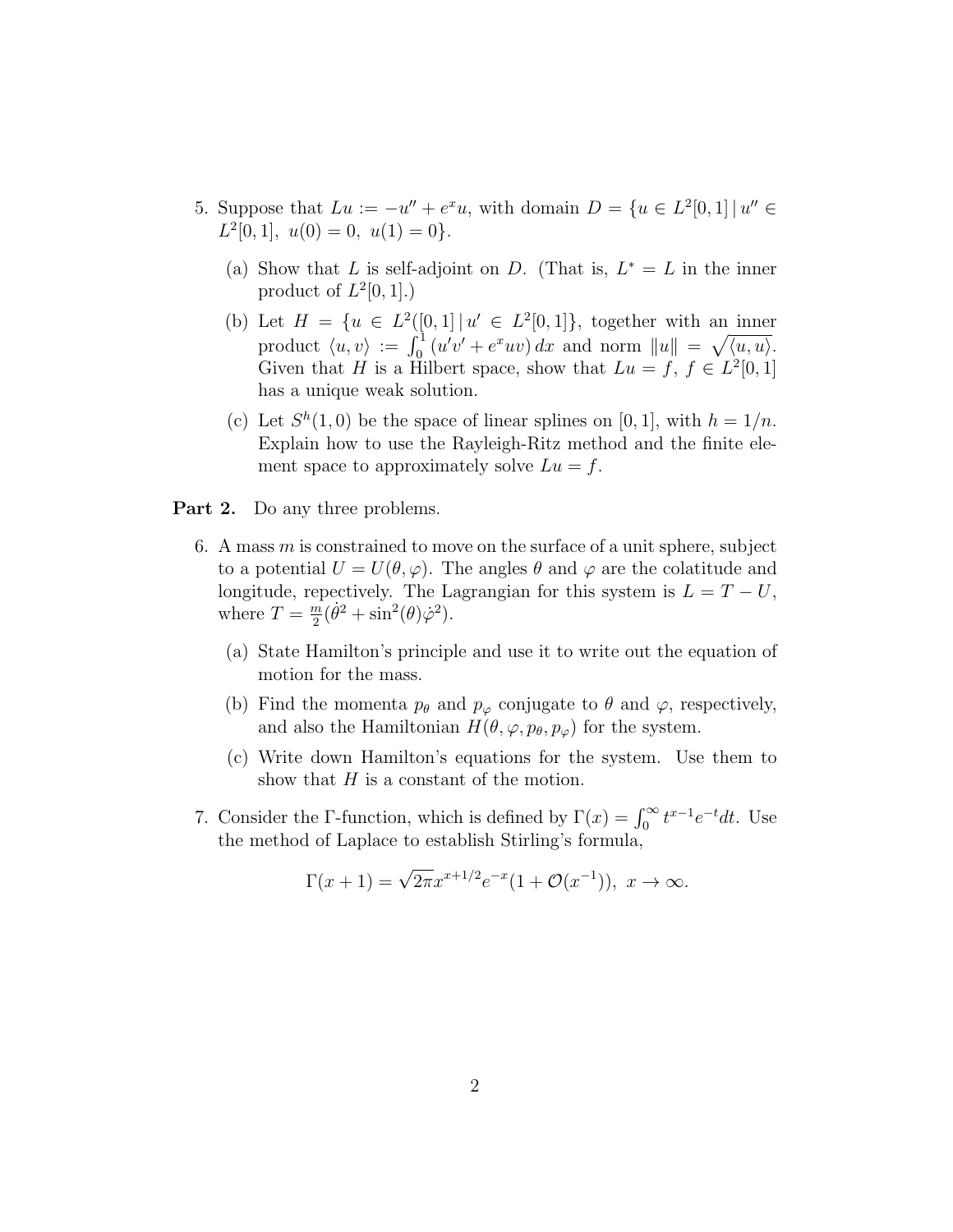5. Suppose that $Lu := -u'' + e^x u$, with domain $D = \{u \in L^2[0,1] \,|\, u'' \in L^2[0,1],\ u(0) = 0,\ u(1) = 0\}$.

   (a) Show that $L$ is self-adjoint on $D$. (That is, $L^* = L$ in the inner product of $L^2[0,1]$.)

   (b) Let $H = \{u \in L^2([0,1] \,|\, u' \in L^2[0,1]\}$, together with an inner product $\langle u, v\rangle := \int_0^1 (u'v' + e^x uv)\,dx$ and norm $\|u\| = \sqrt{\langle u, u\rangle}$. Given that $H$ is a Hilbert space, show that $Lu = f$, $f \in L^2[0,1]$ has a unique weak solution.

   (c) Let $S^h(1,0)$ be the space of linear splines on $[0,1]$, with $h = 1/n$. Explain how to use the Rayleigh-Ritz method and the finite element space to approximately solve $Lu = f$.

**Part 2.** Do any three problems.

6. A mass $m$ is constrained to move on the surface of a unit sphere, subject to a potential $U = U(\theta, \varphi)$. The angles $\theta$ and $\varphi$ are the colatitude and longitude, repectively. The Lagrangian for this system is $L = T - U$, where $T = \frac{m}{2}(\dot{\theta}^2 + \sin^2(\theta)\dot{\varphi}^2)$.

   (a) State Hamilton's principle and use it to write out the equation of motion for the mass.

   (b) Find the momenta $p_\theta$ and $p_\varphi$ conjugate to $\theta$ and $\varphi$, respectively, and also the Hamiltonian $H(\theta, \varphi, p_\theta, p_\varphi)$ for the system.

   (c) Write down Hamilton's equations for the system. Use them to show that $H$ is a constant of the motion.

7. Consider the $\Gamma$-function, which is defined by $\Gamma(x) = \int_0^\infty t^{x-1}e^{-t}dt$. Use the method of Laplace to establish Stirling's formula,

$$\Gamma(x+1) = \sqrt{2\pi}x^{x+1/2}e^{-x}(1 + \mathcal{O}(x^{-1})),\ x \to \infty.$$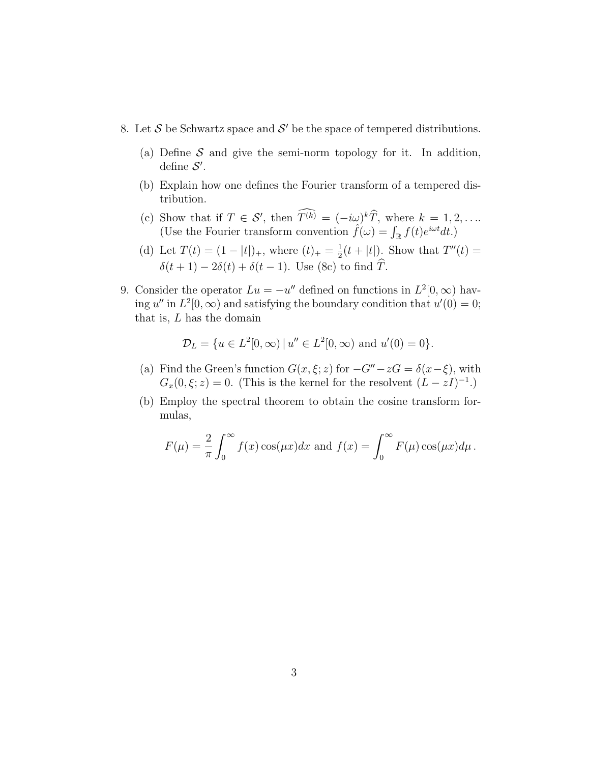8. Let $\mathcal{S}$ be Schwartz space and $\mathcal{S}'$ be the space of tempered distributions.

   (a) Define $\mathcal{S}$ and give the semi-norm topology for it. In addition, define $\mathcal{S}'$.

   (b) Explain how one defines the Fourier transform of a tempered distribution.

   (c) Show that if $T \in \mathcal{S}'$, then $\widehat{T^{(k)}} = (-i\omega)^k \widehat{T}$, where $k = 1, 2, \ldots$. (Use the Fourier transform convention $\hat{f}(\omega) = \int_{\mathbb{R}} f(t) e^{i\omega t} dt$.)

   (d) Let $T(t) = (1 - |t|)_+$, where $(t)_+ = \frac{1}{2}(t + |t|)$. Show that $T''(t) = \delta(t+1) - 2\delta(t) + \delta(t-1)$. Use (8c) to find $\widehat{T}$.

9. Consider the operator $Lu = -u''$ defined on functions in $L^2[0, \infty)$ having $u''$ in $L^2[0, \infty)$ and satisfying the boundary condition that $u'(0) = 0$; that is, $L$ has the domain

$$\mathcal{D}_L = \{u \in L^2[0, \infty) \mid u'' \in L^2[0, \infty) \text{ and } u'(0) = 0\}.$$

   (a) Find the Green's function $G(x, \xi; z)$ for $-G'' - zG = \delta(x - \xi)$, with $G_x(0, \xi; z) = 0$. (This is the kernel for the resolvent $(L - zI)^{-1}$.)

   (b) Employ the spectral theorem to obtain the cosine transform formulas,

$$F(\mu) = \frac{2}{\pi} \int_0^\infty f(x) \cos(\mu x) dx \text{ and } f(x) = \int_0^\infty F(\mu) \cos(\mu x) d\mu\,.$$